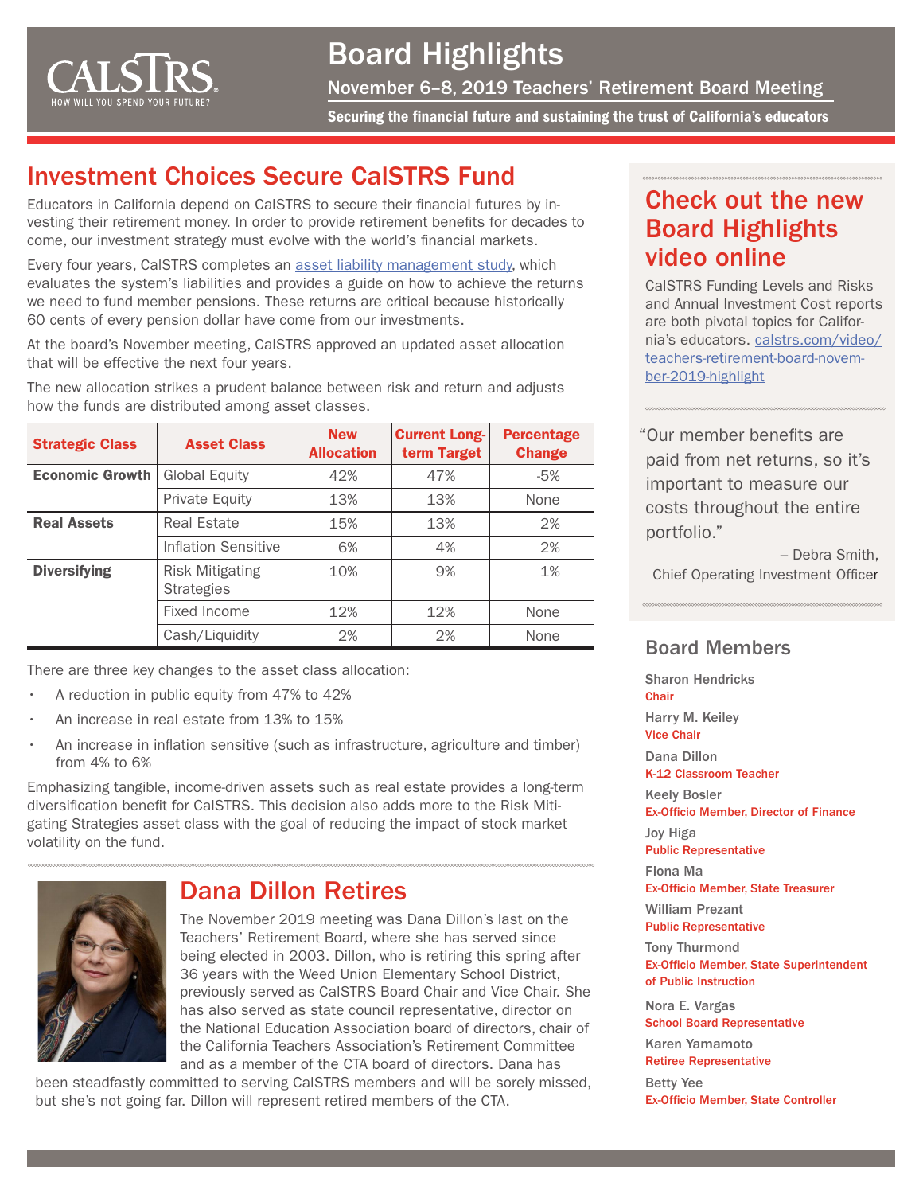# Board Highlights

## November 6–8, 2019 Teachers' Retirement Board Meeting

**Securing the financial future and sustaining the trust of California's educators**

## Investment Choices Secure CalSTRS Fund

Educators in California depend on CalSTRS to secure their financial futures by investing their retirement money. In order to provide retirement benefits for decades to come, our investment strategy must evolve with the world's financial markets.

Every four years, CalSTRS completes an asset liability management study, which evaluates the system's liabilities and provides a guide on how to achieve the returns we need to fund member pensions. These returns are critical because historically 60 cents of every pension dollar have come from our investments.

At the board's November meeting, CalSTRS approved an updated asset allocation that will be effective the next four years.

The new allocation strikes a prudent balance between risk and return and adjusts how the funds are distributed among asset classes.

| Strategic Class | Asset Class | New Allocation | Current Long-term Target | Percentage Change |
|---|---|---|---|---|
| **Economic Growth** | Global Equity | 42% | 47% | -5% |
| | Private Equity | 13% | 13% | None |
| **Real Assets** | Real Estate | 15% | 13% | 2% |
| | Inflation Sensitive | 6% | 4% | 2% |
| **Diversifying** | Risk Mitigating Strategies | 10% | 9% | 1% |
| | Fixed Income | 12% | 12% | None |
| | Cash/Liquidity | 2% | 2% | None |

There are three key changes to the asset class allocation:

- A reduction in public equity from 47% to 42%
- An increase in real estate from 13% to 15%
- An increase in inflation sensitive (such as infrastructure, agriculture and timber) from 4% to 6%

Emphasizing tangible, income-driven assets such as real estate provides a long-term diversification benefit for CalSTRS. This decision also adds more to the Risk Mitigating Strategies asset class with the goal of reducing the impact of stock market volatility on the fund.

## Dana Dillon Retires

The November 2019 meeting was Dana Dillon's last on the Teachers' Retirement Board, where she has served since being elected in 2003. Dillon, who is retiring this spring after 36 years with the Weed Union Elementary School District, previously served as CalSTRS Board Chair and Vice Chair. She has also served as state council representative, director on the National Education Association board of directors, chair of the California Teachers Association's Retirement Committee and as a member of the CTA board of directors. Dana has been steadfastly committed to serving CalSTRS members and will be sorely missed, but she's not going far. Dillon will represent retired members of the CTA.

## Check out the new Board Highlights video online

CalSTRS Funding Levels and Risks and Annual Investment Cost reports are both pivotal topics for California's educators. calstrs.com/video/teachers-retirement-board-november-2019-highlight

> "Our member benefits are paid from net returns, so it's important to measure our costs throughout the entire portfolio."
>
> – Debra Smith, Chief Operating Investment Officer

### Board Members

**Sharon Hendricks**
Chair

**Harry M. Keiley**
Vice Chair

**Dana Dillon**
K-12 Classroom Teacher

**Keely Bosler**
Ex-Officio Member, Director of Finance

**Joy Higa**
Public Representative

**Fiona Ma**
Ex-Officio Member, State Treasurer

**William Prezant**
Public Representative

**Tony Thurmond**
Ex-Officio Member, State Superintendent of Public Instruction

**Nora E. Vargas**
School Board Representative

**Karen Yamamoto**
Retiree Representative

**Betty Yee**
Ex-Officio Member, State Controller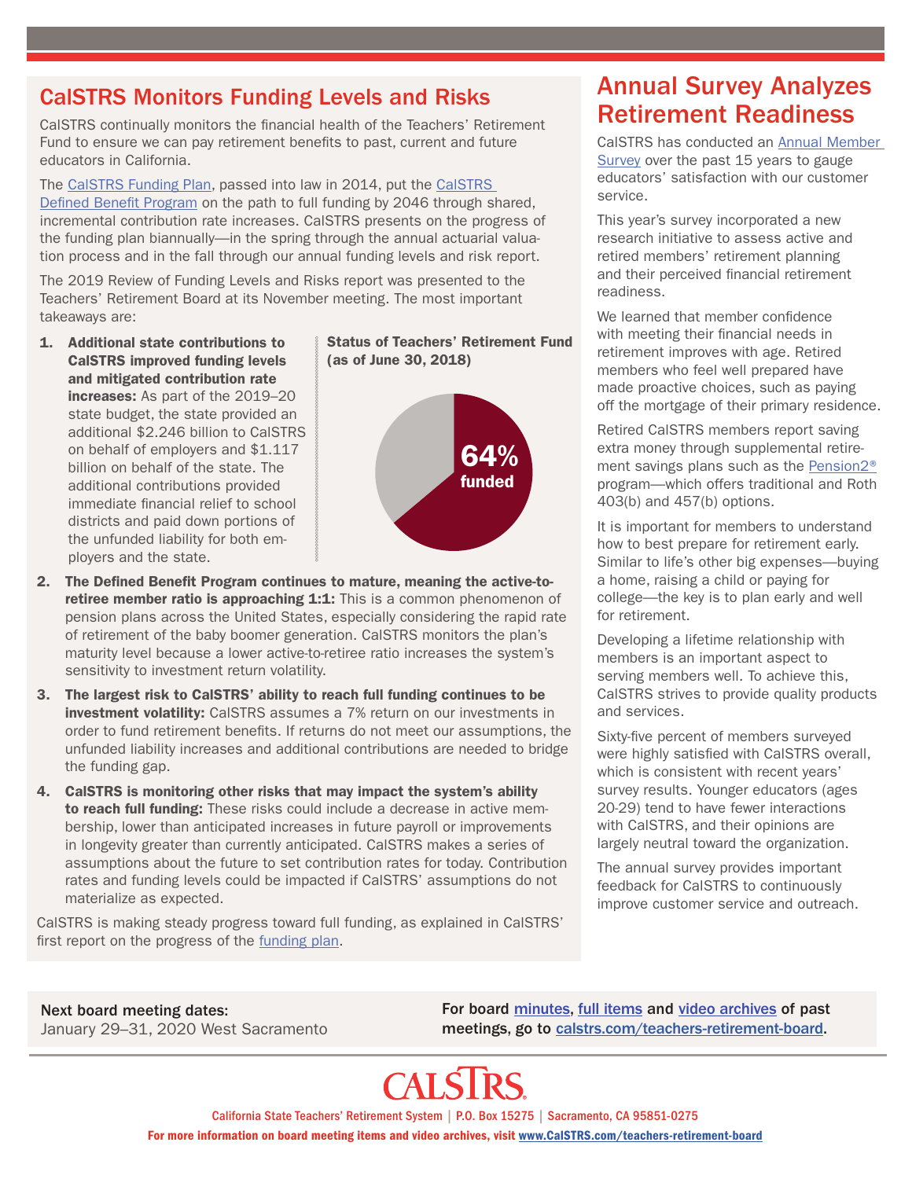## CalSTRS Monitors Funding Levels and Risks

CalSTRS continually monitors the financial health of the Teachers' Retirement Fund to ensure we can pay retirement benefits to past, current and future educators in California.

The CalSTRS Funding Plan, passed into law in 2014, put the CalSTRS Defined Benefit Program on the path to full funding by 2046 through shared, incremental contribution rate increases. CalSTRS presents on the progress of the funding plan biannually—in the spring through the annual actuarial valuation process and in the fall through our annual funding levels and risk report.

The 2019 Review of Funding Levels and Risks report was presented to the Teachers' Retirement Board at its November meeting. The most important takeaways are:

1. **Additional state contributions to CalSTRS improved funding levels and mitigated contribution rate increases:** As part of the 2019–20 state budget, the state provided an additional $2.246 billion to CalSTRS on behalf of employers and $1.117 billion on behalf of the state. The additional contributions provided immediate financial relief to school districts and paid down portions of the unfunded liability for both employers and the state.

**Status of Teachers' Retirement Fund (as of June 30, 2018)**

64% funded

2. **The Defined Benefit Program continues to mature, meaning the active-to-retiree member ratio is approaching 1:1:** This is a common phenomenon of pension plans across the United States, especially considering the rapid rate of retirement of the baby boomer generation. CalSTRS monitors the plan's maturity level because a lower active-to-retiree ratio increases the system's sensitivity to investment return volatility.
3. **The largest risk to CalSTRS' ability to reach full funding continues to be investment volatility:** CalSTRS assumes a 7% return on our investments in order to fund retirement benefits. If returns do not meet our assumptions, the unfunded liability increases and additional contributions are needed to bridge the funding gap.
4. **CalSTRS is monitoring other risks that may impact the system's ability to reach full funding:** These risks could include a decrease in active membership, lower than anticipated increases in future payroll or improvements in longevity greater than currently anticipated. CalSTRS makes a series of assumptions about the future to set contribution rates for today. Contribution rates and funding levels could be impacted if CalSTRS' assumptions do not materialize as expected.

CalSTRS is making steady progress toward full funding, as explained in CalSTRS' first report on the progress of the funding plan.

## Annual Survey Analyzes Retirement Readiness

CalSTRS has conducted an Annual Member Survey over the past 15 years to gauge educators' satisfaction with our customer service.

This year's survey incorporated a new research initiative to assess active and retired members' retirement planning and their perceived financial retirement readiness.

We learned that member confidence with meeting their financial needs in retirement improves with age. Retired members who feel well prepared have made proactive choices, such as paying off the mortgage of their primary residence.

Retired CalSTRS members report saving extra money through supplemental retirement savings plans such as the Pension2® program—which offers traditional and Roth 403(b) and 457(b) options.

It is important for members to understand how to best prepare for retirement early. Similar to life's other big expenses—buying a home, raising a child or paying for college—the key is to plan early and well for retirement.

Developing a lifetime relationship with members is an important aspect to serving members well. To achieve this, CalSTRS strives to provide quality products and services.

Sixty-five percent of members surveyed were highly satisfied with CalSTRS overall, which is consistent with recent years' survey results. Younger educators (ages 20-29) tend to have fewer interactions with CalSTRS, and their opinions are largely neutral toward the organization.

The annual survey provides important feedback for CalSTRS to continuously improve customer service and outreach.

**Next board meeting dates:**
January 29–31, 2020 West Sacramento

**For board minutes, full items and video archives of past meetings, go to calstrs.com/teachers-retirement-board.**

CALSTRS

California State Teachers' Retirement System | P.O. Box 15275 | Sacramento, CA 95851-0275

For more information on board meeting items and video archives, visit www.CalSTRS.com/teachers-retirement-board